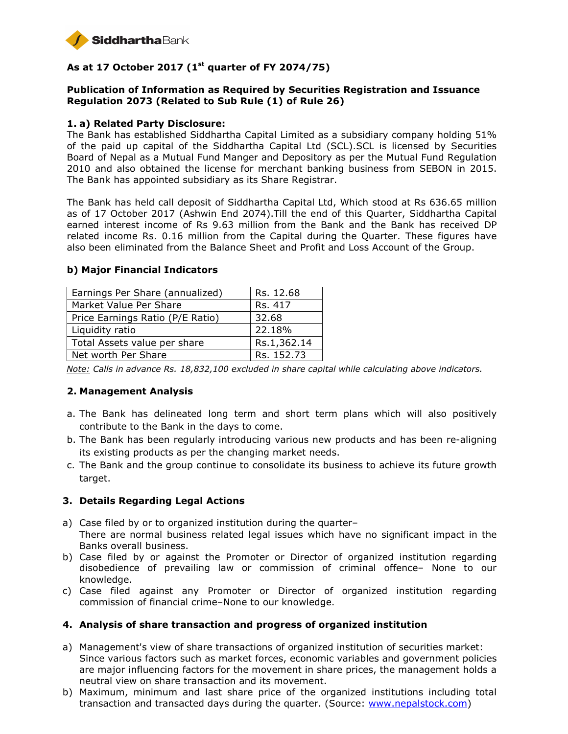SiddharthaBank

**As at 17 October 2017 (1st quarter of FY 2074/75)**

**Publication of Information as Required by Securities Registration and Issuance Regulation 2073 (Related to Sub Rule (1) of Rule 26)**

**1. a) Related Party Disclosure:**

The Bank has established Siddhartha Capital Limited as a subsidiary company holding 51% of the paid up capital of the Siddhartha Capital Ltd (SCL).SCL is licensed by Securities Board of Nepal as a Mutual Fund Manger and Depository as per the Mutual Fund Regulation 2010 and also obtained the license for merchant banking business from SEBON in 2015. The Bank has appointed subsidiary as its Share Registrar.

The Bank has held call deposit of Siddhartha Capital Ltd, Which stood at Rs 636.65 million as of 17 October 2017 (Ashwin End 2074).Till the end of this Quarter, Siddhartha Capital earned interest income of Rs 9.63 million from the Bank and the Bank has received DP related income Rs. 0.16 million from the Capital during the Quarter. These figures have also been eliminated from the Balance Sheet and Profit and Loss Account of the Group.

**b) Major Financial Indicators**

| Earnings Per Share (annualized) | Rs. 12.68 |
|---|---|
| Market Value Per Share | Rs. 417 |
| Price Earnings Ratio (P/E Ratio) | 32.68 |
| Liquidity ratio | 22.18% |
| Total Assets value per share | Rs.1,362.14 |
| Net worth Per Share | Rs. 152.73 |

*Note: Calls in advance Rs. 18,832,100 excluded in share capital while calculating above indicators.*

**2. Management Analysis**

a. The Bank has delineated long term and short term plans which will also positively contribute to the Bank in the days to come.
b. The Bank has been regularly introducing various new products and has been re-aligning its existing products as per the changing market needs.
c. The Bank and the group continue to consolidate its business to achieve its future growth target.

**3. Details Regarding Legal Actions**

a) Case filed by or to organized institution during the quarter–
There are normal business related legal issues which have no significant impact in the Banks overall business.
b) Case filed by or against the Promoter or Director of organized institution regarding disobedience of prevailing law or commission of criminal offence– None to our knowledge.
c) Case filed against any Promoter or Director of organized institution regarding commission of financial crime–None to our knowledge.

**4. Analysis of share transaction and progress of organized institution**

a) Management's view of share transactions of organized institution of securities market:
Since various factors such as market forces, economic variables and government policies are major influencing factors for the movement in share prices, the management holds a neutral view on share transaction and its movement.
b) Maximum, minimum and last share price of the organized institutions including total transaction and transacted days during the quarter. (Source: www.nepalstock.com)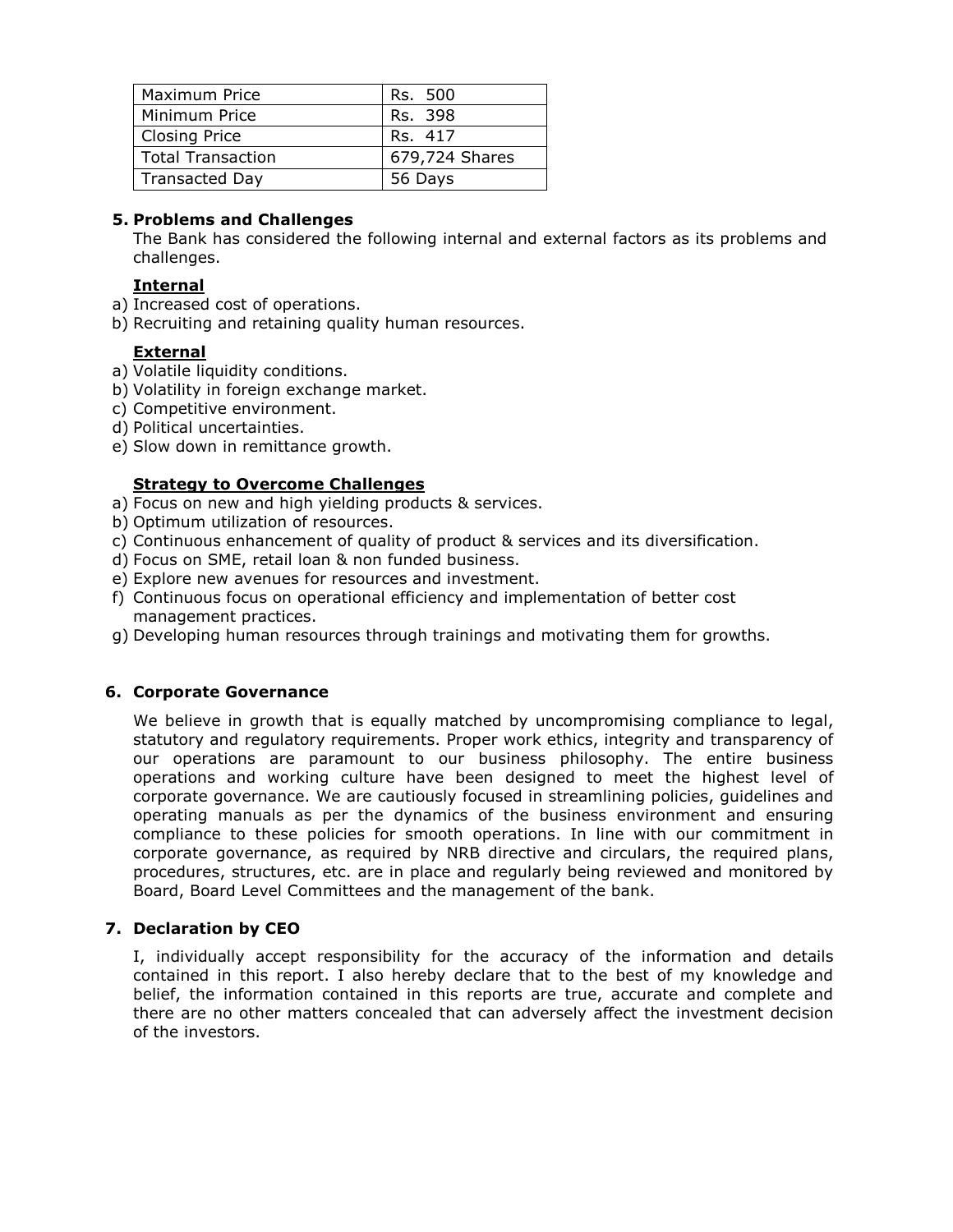| | |
|---|---|
| Maximum Price | Rs. 500 |
| Minimum Price | Rs. 398 |
| Closing Price | Rs. 417 |
| Total Transaction | 679,724 Shares |
| Transacted Day | 56 Days |

## 5. Problems and Challenges

The Bank has considered the following internal and external factors as its problems and challenges.

**Internal**

a) Increased cost of operations.
b) Recruiting and retaining quality human resources.

**External**

a) Volatile liquidity conditions.
b) Volatility in foreign exchange market.
c) Competitive environment.
d) Political uncertainties.
e) Slow down in remittance growth.

**Strategy to Overcome Challenges**

a) Focus on new and high yielding products & services.
b) Optimum utilization of resources.
c) Continuous enhancement of quality of product & services and its diversification.
d) Focus on SME, retail loan & non funded business.
e) Explore new avenues for resources and investment.
f) Continuous focus on operational efficiency and implementation of better cost management practices.
g) Developing human resources through trainings and motivating them for growths.

## 6. Corporate Governance

We believe in growth that is equally matched by uncompromising compliance to legal, statutory and regulatory requirements. Proper work ethics, integrity and transparency of our operations are paramount to our business philosophy. The entire business operations and working culture have been designed to meet the highest level of corporate governance. We are cautiously focused in streamlining policies, guidelines and operating manuals as per the dynamics of the business environment and ensuring compliance to these policies for smooth operations. In line with our commitment in corporate governance, as required by NRB directive and circulars, the required plans, procedures, structures, etc. are in place and regularly being reviewed and monitored by Board, Board Level Committees and the management of the bank.

## 7. Declaration by CEO

I, individually accept responsibility for the accuracy of the information and details contained in this report. I also hereby declare that to the best of my knowledge and belief, the information contained in this reports are true, accurate and complete and there are no other matters concealed that can adversely affect the investment decision of the investors.